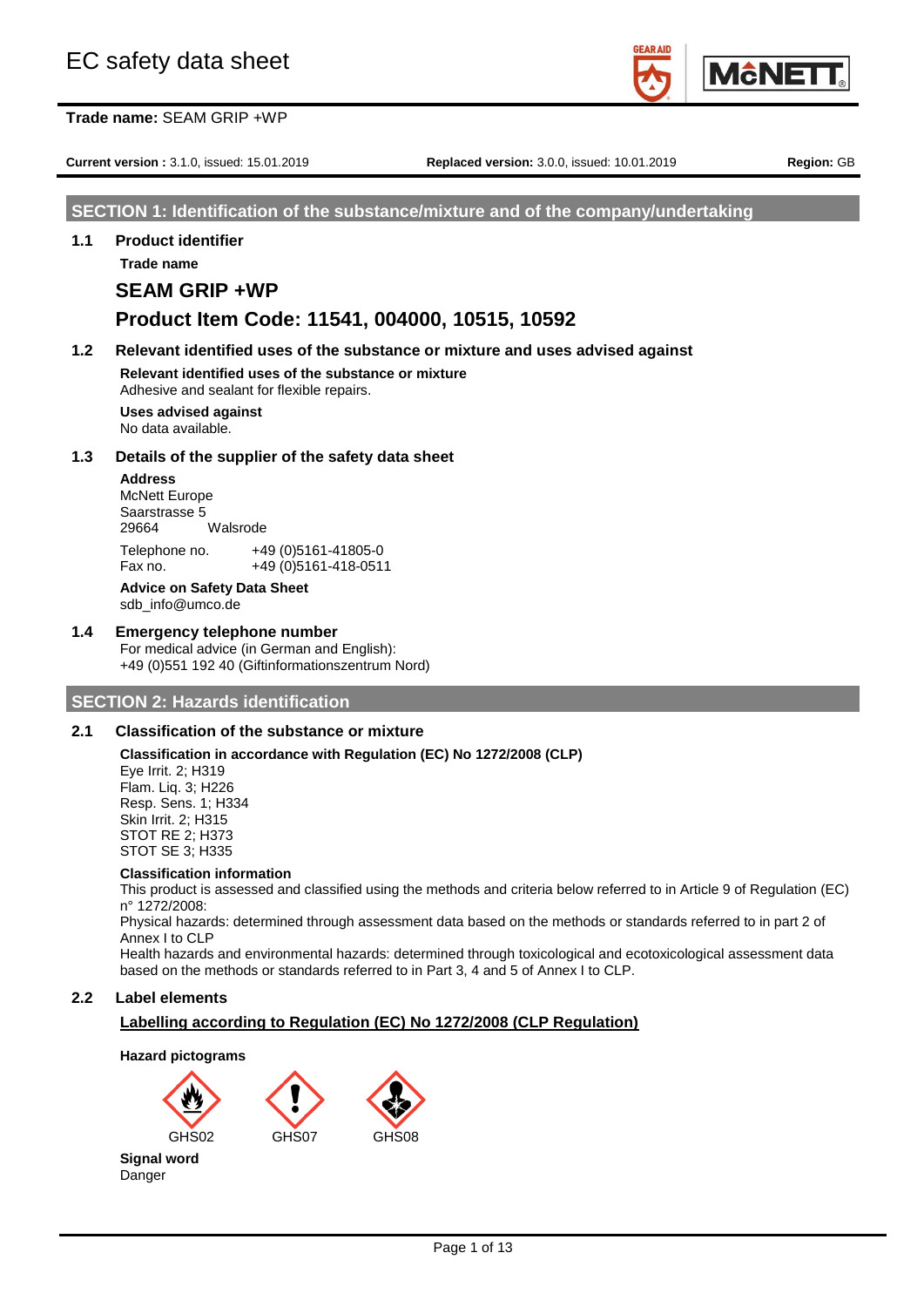# EC safety data sheet

**Trade name:** SEAM GRIP +WP

**Current version :** 3.1.0, issued: 15.01.2019 **Replaced version:** 3.0.0, issued: 10.01.2019 **Region:** GB

## SECTION 1: Identification of the substance/mixture and of the company/undertaking

### 1.1 Product identifier

**Trade name**

**SEAM GRIP +WP**

**Product Item Code: 11541, 004000, 10515, 10592**

### 1.2 Relevant identified uses of the substance or mixture and uses advised against

**Relevant identified uses of the substance or mixture**
Adhesive and sealant for flexible repairs.

**Uses advised against**
No data available.

### 1.3 Details of the supplier of the safety data sheet

**Address**
McNett Europe
Saarstrasse 5
29664 Walsrode

Telephone no. +49 (0)5161-41805-0
Fax no. +49 (0)5161-418-0511

**Advice on Safety Data Sheet**
sdb_info@umco.de

### 1.4 Emergency telephone number

For medical advice (in German and English):
+49 (0)551 192 40 (Giftinformationszentrum Nord)

## SECTION 2: Hazards identification

### 2.1 Classification of the substance or mixture

**Classification in accordance with Regulation (EC) No 1272/2008 (CLP)**
Eye Irrit. 2; H319
Flam. Liq. 3; H226
Resp. Sens. 1; H334
Skin Irrit. 2; H315
STOT RE 2; H373
STOT SE 3; H335

**Classification information**
This product is assessed and classified using the methods and criteria below referred to in Article 9 of Regulation (EC) n° 1272/2008:
Physical hazards: determined through assessment data based on the methods or standards referred to in part 2 of Annex I to CLP
Health hazards and environmental hazards: determined through toxicological and ecotoxicological assessment data based on the methods or standards referred to in Part 3, 4 and 5 of Annex I to CLP.

### 2.2 Label elements

**Labelling according to Regulation (EC) No 1272/2008 (CLP Regulation)**

**Hazard pictograms**

GHS02 GHS07 GHS08

**Signal word**
Danger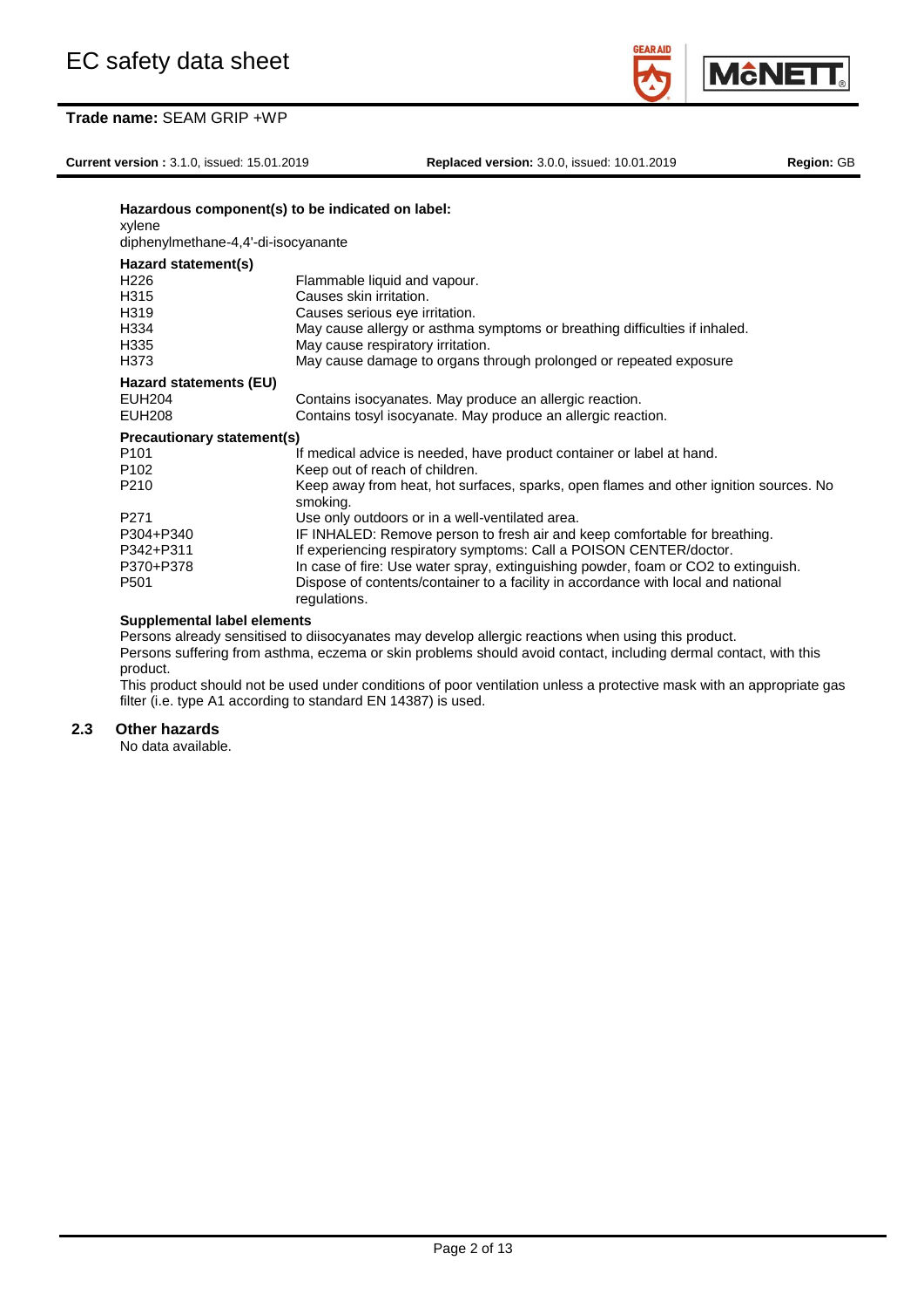**Hazardous component(s) to be indicated on label:**

xylene

diphenylmethane-4,4'-di-isocyanante

**Hazard statement(s)**

| | |
|---|---|
| H226 | Flammable liquid and vapour. |
| H315 | Causes skin irritation. |
| H319 | Causes serious eye irritation. |
| H334 | May cause allergy or asthma symptoms or breathing difficulties if inhaled. |
| H335 | May cause respiratory irritation. |
| H373 | May cause damage to organs through prolonged or repeated exposure |

**Hazard statements (EU)**

| | |
|---|---|
| EUH204 | Contains isocyanates. May produce an allergic reaction. |
| EUH208 | Contains tosyl isocyanate. May produce an allergic reaction. |

**Precautionary statement(s)**

| | |
|---|---|
| P101 | If medical advice is needed, have product container or label at hand. |
| P102 | Keep out of reach of children. |
| P210 | Keep away from heat, hot surfaces, sparks, open flames and other ignition sources. No smoking. |
| P271 | Use only outdoors or in a well-ventilated area. |
| P304+P340 | IF INHALED: Remove person to fresh air and keep comfortable for breathing. |
| P342+P311 | If experiencing respiratory symptoms: Call a POISON CENTER/doctor. |
| P370+P378 | In case of fire: Use water spray, extinguishing powder, foam or CO2 to extinguish. |
| P501 | Dispose of contents/container to a facility in accordance with local and national regulations. |

**Supplemental label elements**

Persons already sensitised to diisocyanates may develop allergic reactions when using this product.
Persons suffering from asthma, eczema or skin problems should avoid contact, including dermal contact, with this product.
This product should not be used under conditions of poor ventilation unless a protective mask with an appropriate gas filter (i.e. type A1 according to standard EN 14387) is used.

## 2.3 Other hazards

No data available.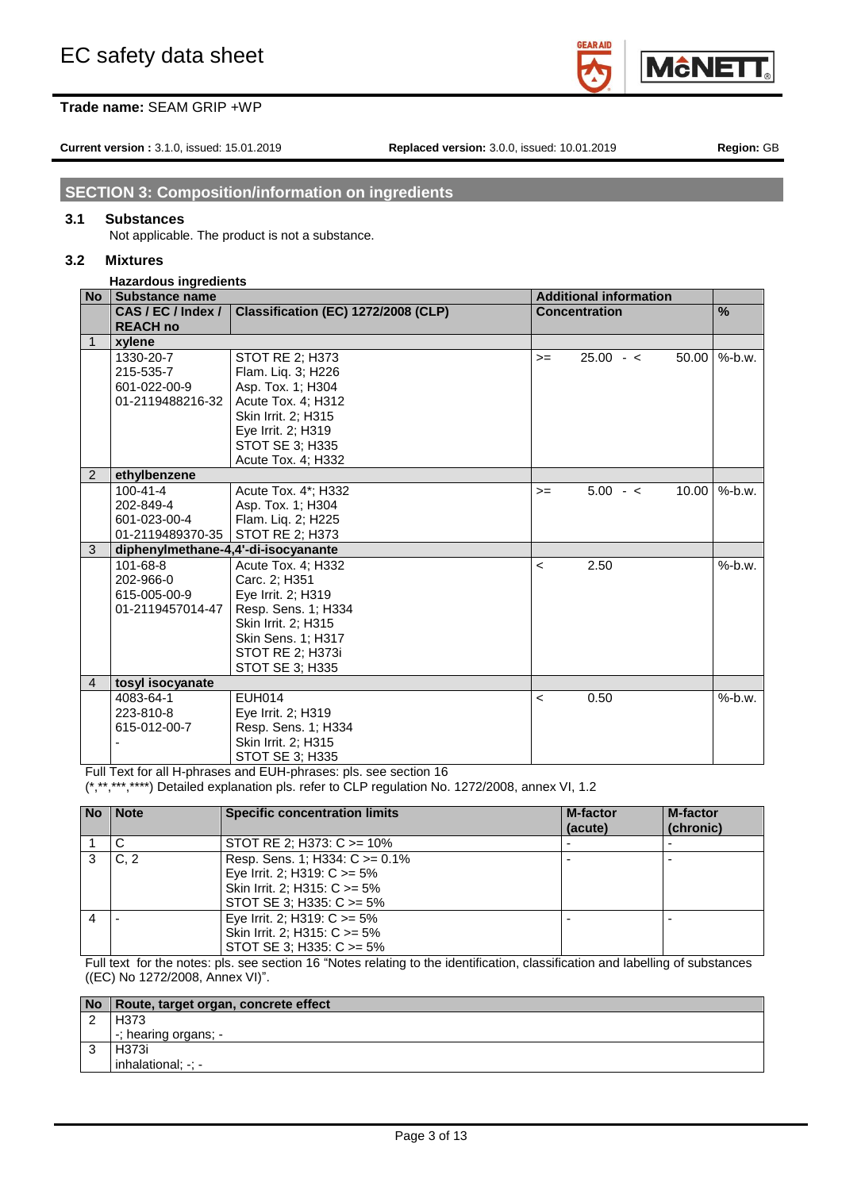## SECTION 3: Composition/information on ingredients

### 3.1 Substances

Not applicable. The product is not a substance.

### 3.2 Mixtures

**Hazardous ingredients**

| No | Substance name | | Additional information | |
|---|---|---|---|---|
| | **CAS / EC / Index / REACH no** | **Classification (EC) 1272/2008 (CLP)** | **Concentration** | **%** |
| 1 | **xylene** | | | |
| | 1330-20-7<br>215-535-7<br>601-022-00-9<br>01-2119488216-32 | STOT RE 2; H373<br>Flam. Liq. 3; H226<br>Asp. Tox. 1; H304<br>Acute Tox. 4; H312<br>Skin Irrit. 2; H315<br>Eye Irrit. 2; H319<br>STOT SE 3; H335<br>Acute Tox. 4; H332 | >= 25.00 - < 50.00 | %-b.w. |
| 2 | **ethylbenzene** | | | |
| | 100-41-4<br>202-849-4<br>601-023-00-4<br>01-2119489370-35 | Acute Tox. 4*; H332<br>Asp. Tox. 1; H304<br>Flam. Liq. 2; H225<br>STOT RE 2; H373 | >= 5.00 - < 10.00 | %-b.w. |
| 3 | **diphenylmethane-4,4'-di-isocyanante** | | | |
| | 101-68-8<br>202-966-0<br>615-005-00-9<br>01-2119457014-47 | Acute Tox. 4; H332<br>Carc. 2; H351<br>Eye Irrit. 2; H319<br>Resp. Sens. 1; H334<br>Skin Irrit. 2; H315<br>Skin Sens. 1; H317<br>STOT RE 2; H373i<br>STOT SE 3; H335 | < 2.50 | %-b.w. |
| 4 | **tosyl isocyanate** | | | |
| | 4083-64-1<br>223-810-8<br>615-012-00-7<br>- | EUH014<br>Eye Irrit. 2; H319<br>Resp. Sens. 1; H334<br>Skin Irrit. 2; H315<br>STOT SE 3; H335 | < 0.50 | %-b.w. |

Full Text for all H-phrases and EUH-phrases: pls. see section 16

(*,**,***,****) Detailed explanation pls. refer to CLP regulation No. 1272/2008, annex VI, 1.2

| No | Note | Specific concentration limits | M-factor (acute) | M-factor (chronic) |
|---|---|---|---|---|
| 1 | C | STOT RE 2; H373: C >= 10% | - | - |
| 3 | C, 2 | Resp. Sens. 1; H334: C >= 0.1%<br>Eye Irrit. 2; H319: C >= 5%<br>Skin Irrit. 2; H315: C >= 5%<br>STOT SE 3; H335: C >= 5% | - | - |
| 4 | - | Eye Irrit. 2; H319: C >= 5%<br>Skin Irrit. 2; H315: C >= 5%<br>STOT SE 3; H335: C >= 5% | - | - |

Full text for the notes: pls. see section 16 "Notes relating to the identification, classification and labelling of substances ((EC) No 1272/2008, Annex VI)".

| No | Route, target organ, concrete effect |
|---|---|
| 2 | H373<br>-; hearing organs; - |
| 3 | H373i<br>inhalational; -; - |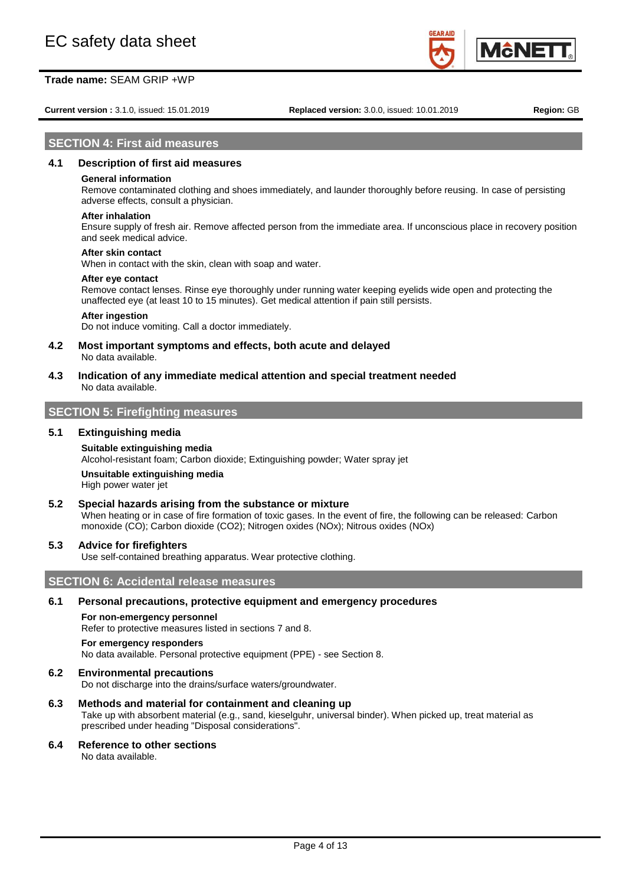## SECTION 4: First aid measures

### 4.1 Description of first aid measures

**General information**

Remove contaminated clothing and shoes immediately, and launder thoroughly before reusing. In case of persisting adverse effects, consult a physician.

**After inhalation**

Ensure supply of fresh air. Remove affected person from the immediate area. If unconscious place in recovery position and seek medical advice.

**After skin contact**

When in contact with the skin, clean with soap and water.

**After eye contact**

Remove contact lenses. Rinse eye thoroughly under running water keeping eyelids wide open and protecting the unaffected eye (at least 10 to 15 minutes). Get medical attention if pain still persists.

**After ingestion**

Do not induce vomiting. Call a doctor immediately.

### 4.2 Most important symptoms and effects, both acute and delayed

No data available.

### 4.3 Indication of any immediate medical attention and special treatment needed

No data available.

## SECTION 5: Firefighting measures

### 5.1 Extinguishing media

**Suitable extinguishing media**

Alcohol-resistant foam; Carbon dioxide; Extinguishing powder; Water spray jet

**Unsuitable extinguishing media**

High power water jet

### 5.2 Special hazards arising from the substance or mixture

When heating or in case of fire formation of toxic gases. In the event of fire, the following can be released: Carbon monoxide (CO); Carbon dioxide ($CO_2$); Nitrogen oxides ($NO_x$); Nitrous oxides ($NO_x$)

### 5.3 Advice for firefighters

Use self-contained breathing apparatus. Wear protective clothing.

## SECTION 6: Accidental release measures

### 6.1 Personal precautions, protective equipment and emergency procedures

**For non-emergency personnel**

Refer to protective measures listed in sections 7 and 8.

**For emergency responders**

No data available. Personal protective equipment (PPE) - see Section 8.

### 6.2 Environmental precautions

Do not discharge into the drains/surface waters/groundwater.

### 6.3 Methods and material for containment and cleaning up

Take up with absorbent material (e.g., sand, kieselguhr, universal binder). When picked up, treat material as prescribed under heading "Disposal considerations".

### 6.4 Reference to other sections

No data available.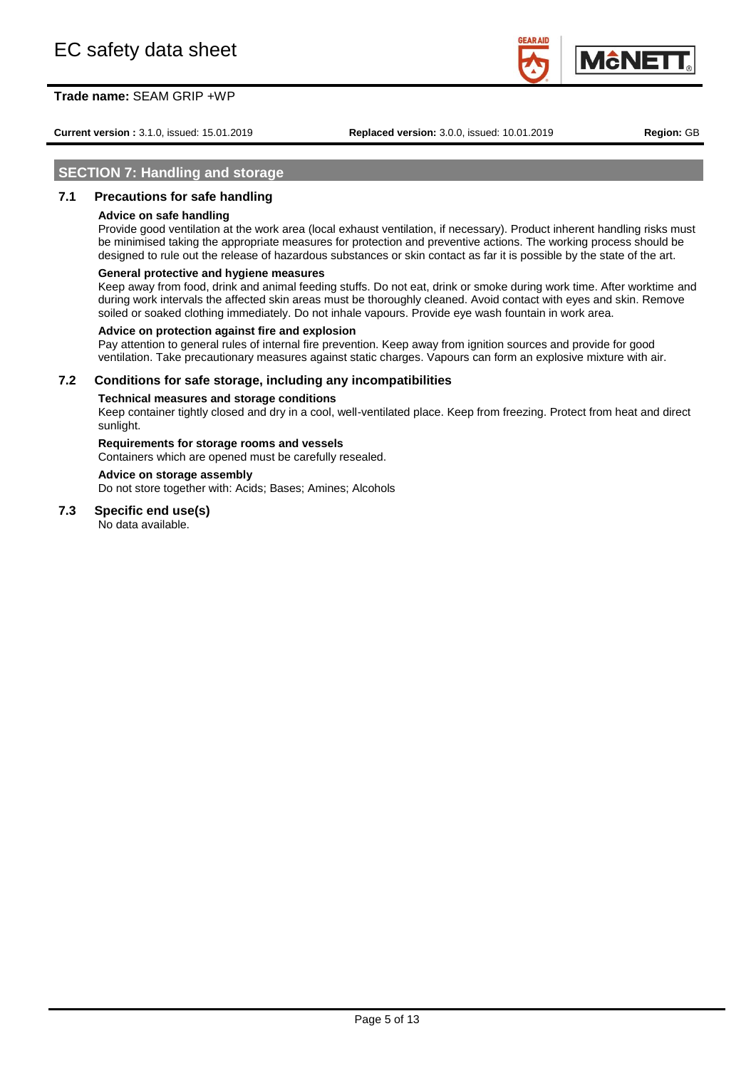## SECTION 7: Handling and storage

### 7.1 Precautions for safe handling

**Advice on safe handling**

Provide good ventilation at the work area (local exhaust ventilation, if necessary). Product inherent handling risks must be minimised taking the appropriate measures for protection and preventive actions. The working process should be designed to rule out the release of hazardous substances or skin contact as far it is possible by the state of the art.

**General protective and hygiene measures**

Keep away from food, drink and animal feeding stuffs. Do not eat, drink or smoke during work time. After worktime and during work intervals the affected skin areas must be thoroughly cleaned. Avoid contact with eyes and skin. Remove soiled or soaked clothing immediately. Do not inhale vapours. Provide eye wash fountain in work area.

**Advice on protection against fire and explosion**

Pay attention to general rules of internal fire prevention. Keep away from ignition sources and provide for good ventilation. Take precautionary measures against static charges. Vapours can form an explosive mixture with air.

### 7.2 Conditions for safe storage, including any incompatibilities

**Technical measures and storage conditions**

Keep container tightly closed and dry in a cool, well-ventilated place. Keep from freezing. Protect from heat and direct sunlight.

**Requirements for storage rooms and vessels**

Containers which are opened must be carefully resealed.

**Advice on storage assembly**

Do not store together with: Acids; Bases; Amines; Alcohols

### 7.3 Specific end use(s)

No data available.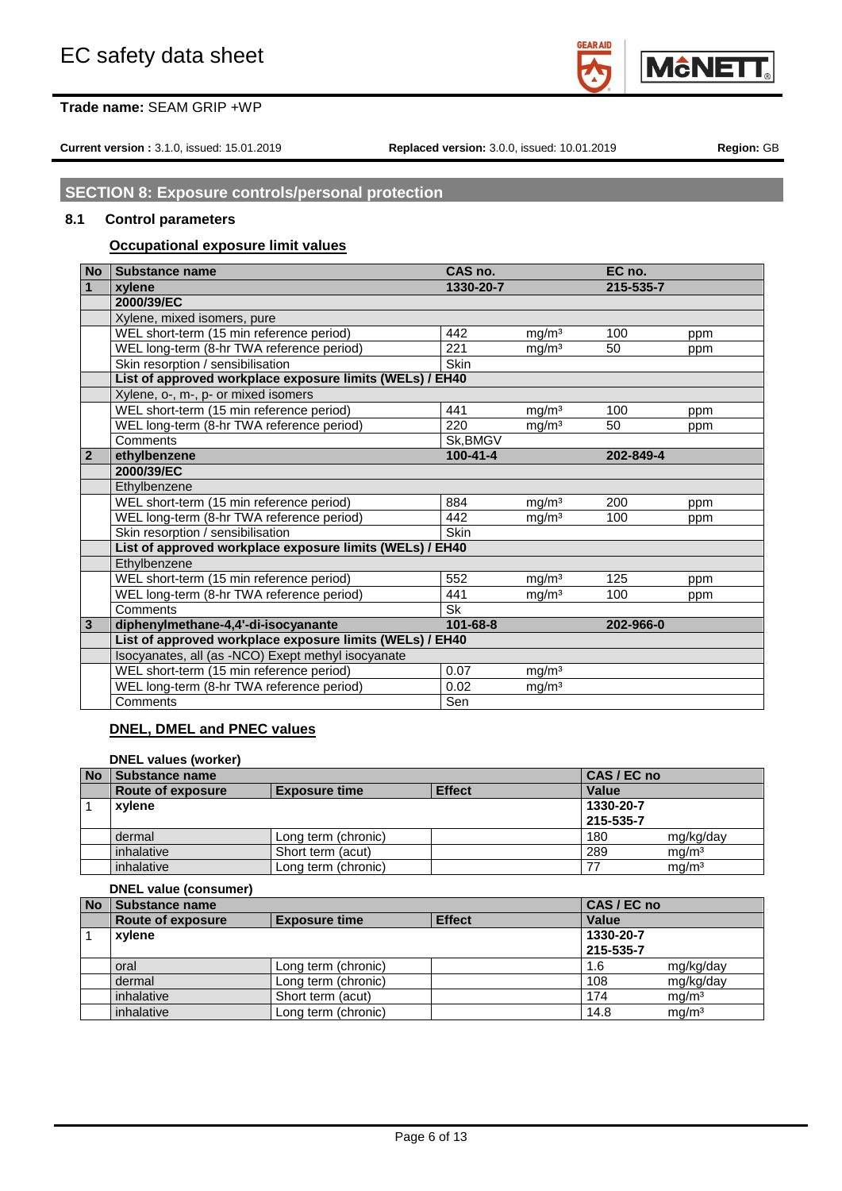# EC safety data sheet

**Trade name:** SEAM GRIP +WP

**Current version :** 3.1.0, issued: 15.01.2019 **Replaced version:** 3.0.0, issued: 10.01.2019 **Region:** GB

## SECTION 8: Exposure controls/personal protection

### 8.1 Control parameters

#### Occupational exposure limit values

| No | Substance name | CAS no. | | EC no. | |
|---|---|---|---|---|---|
| 1 | **xylene** | **1330-20-7** | | **215-535-7** | |
| | **2000/39/EC** | | | | |
| | Xylene, mixed isomers, pure | | | | |
| | WEL short-term (15 min reference period) | 442 | mg/m³ | 100 | ppm |
| | WEL long-term (8-hr TWA reference period) | 221 | mg/m³ | 50 | ppm |
| | Skin resorption / sensibilisation | Skin | | | |
| | **List of approved workplace exposure limits (WELs) / EH40** | | | | |
| | Xylene, o-, m-, p- or mixed isomers | | | | |
| | WEL short-term (15 min reference period) | 441 | mg/m³ | 100 | ppm |
| | WEL long-term (8-hr TWA reference period) | 220 | mg/m³ | 50 | ppm |
| | Comments | Sk,BMGV | | | |
| 2 | **ethylbenzene** | **100-41-4** | | **202-849-4** | |
| | **2000/39/EC** | | | | |
| | Ethylbenzene | | | | |
| | WEL short-term (15 min reference period) | 884 | mg/m³ | 200 | ppm |
| | WEL long-term (8-hr TWA reference period) | 442 | mg/m³ | 100 | ppm |
| | Skin resorption / sensibilisation | Skin | | | |
| | **List of approved workplace exposure limits (WELs) / EH40** | | | | |
| | Ethylbenzene | | | | |
| | WEL short-term (15 min reference period) | 552 | mg/m³ | 125 | ppm |
| | WEL long-term (8-hr TWA reference period) | 441 | mg/m³ | 100 | ppm |
| | Comments | Sk | | | |
| 3 | **diphenylmethane-4,4'-di-isocyanante** | **101-68-8** | | **202-966-0** | |
| | **List of approved workplace exposure limits (WELs) / EH40** | | | | |
| | Isocyanates, all (as -NCO) Exept methyl isocyanate | | | | |
| | WEL short-term (15 min reference period) | 0.07 | mg/m³ | | |
| | WEL long-term (8-hr TWA reference period) | 0.02 | mg/m³ | | |
| | Comments | Sen | | | |

#### DNEL, DMEL and PNEC values

**DNEL values (worker)**

| No | Substance name | | | CAS / EC no | |
|---|---|---|---|---|---|
| | **Route of exposure** | **Exposure time** | **Effect** | **Value** | |
| 1 | **xylene** | | | **1330-20-7**<br>**215-535-7** | |
| | dermal | Long term (chronic) | | 180 | mg/kg/day |
| | inhalative | Short term (acut) | | 289 | mg/m³ |
| | inhalative | Long term (chronic) | | 77 | mg/m³ |

**DNEL value (consumer)**

| No | Substance name | | | CAS / EC no | |
|---|---|---|---|---|---|
| | **Route of exposure** | **Exposure time** | **Effect** | **Value** | |
| 1 | **xylene** | | | **1330-20-7**<br>**215-535-7** | |
| | oral | Long term (chronic) | | 1.6 | mg/kg/day |
| | dermal | Long term (chronic) | | 108 | mg/kg/day |
| | inhalative | Short term (acut) | | 174 | mg/m³ |
| | inhalative | Long term (chronic) | | 14.8 | mg/m³ |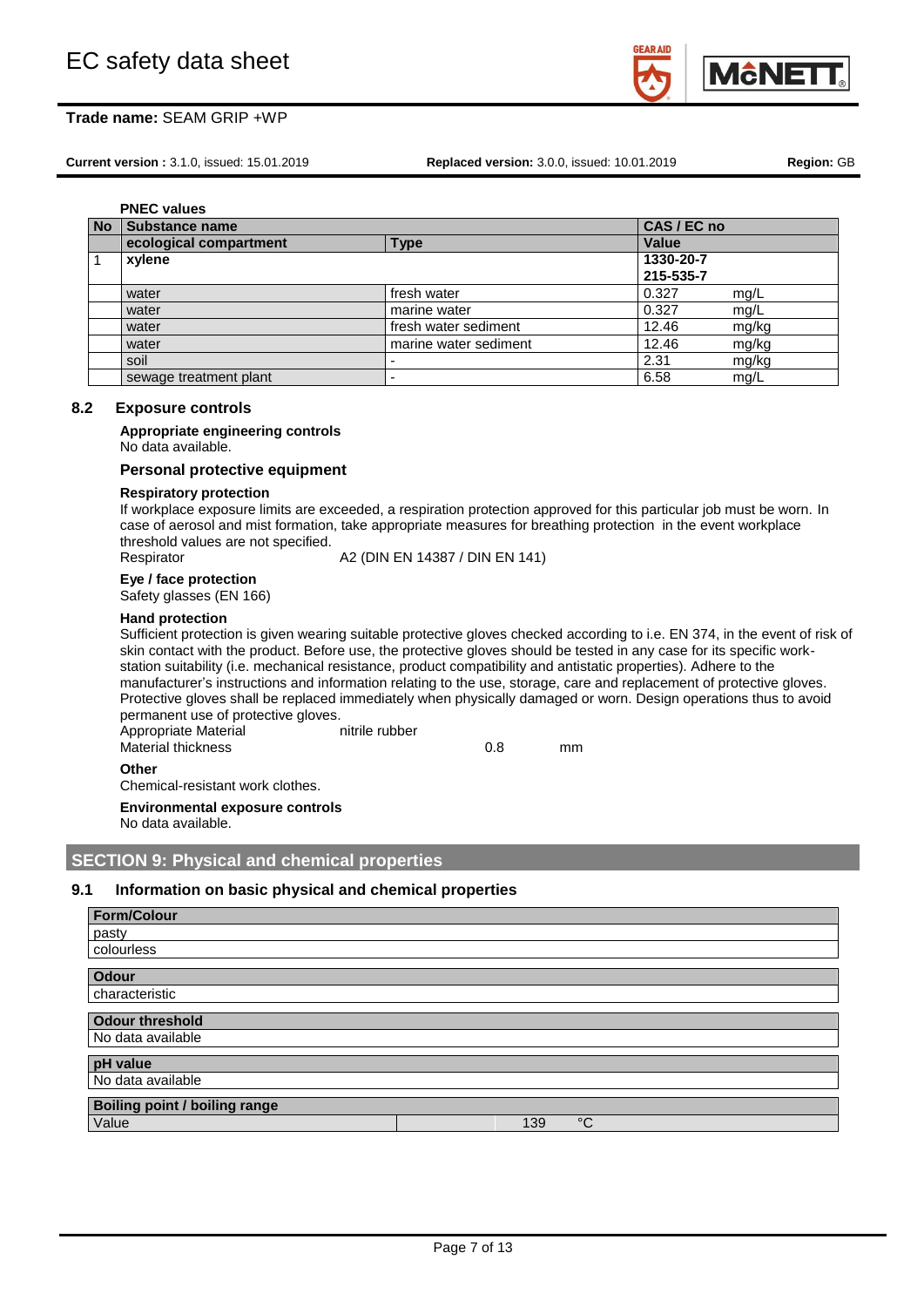**PNEC values**

| No | Substance name | | CAS / EC no | |
|---|---|---|---|---|
| | ecological compartment | Type | Value | |
| 1 | **xylene** | | **1330-20-7**<br>**215-535-7** | |
| | water | fresh water | 0.327 | mg/L |
| | water | marine water | 0.327 | mg/L |
| | water | fresh water sediment | 12.46 | mg/kg |
| | water | marine water sediment | 12.46 | mg/kg |
| | soil | - | 2.31 | mg/kg |
| | sewage treatment plant | - | 6.58 | mg/L |

## 8.2 Exposure controls

**Appropriate engineering controls**

No data available.

### Personal protective equipment

**Respiratory protection**

If workplace exposure limits are exceeded, a respiration protection approved for this particular job must be worn. In case of aerosol and mist formation, take appropriate measures for breathing protection in the event workplace threshold values are not specified.

Respirator A2 (DIN EN 14387 / DIN EN 141)

**Eye / face protection**

Safety glasses (EN 166)

**Hand protection**

Sufficient protection is given wearing suitable protective gloves checked according to i.e. EN 374, in the event of risk of skin contact with the product. Before use, the protective gloves should be tested in any case for its specific work-station suitability (i.e. mechanical resistance, product compatibility and antistatic properties). Adhere to the manufacturer's instructions and information relating to the use, storage, care and replacement of protective gloves. Protective gloves shall be replaced immediately when physically damaged or worn. Design operations thus to avoid permanent use of protective gloves.

Appropriate Material nitrile rubber

Material thickness 0.8 mm

**Other**

Chemical-resistant work clothes.

**Environmental exposure controls**

No data available.

# SECTION 9: Physical and chemical properties

## 9.1 Information on basic physical and chemical properties

| Form/Colour |
|---|
| pasty |
| colourless |

| Odour |
|---|
| characteristic |

| Odour threshold |
|---|
| No data available |

| pH value |
|---|
| No data available |

| Boiling point / boiling range | | | |
|---|---|---|---|
| Value | | 139 | °C |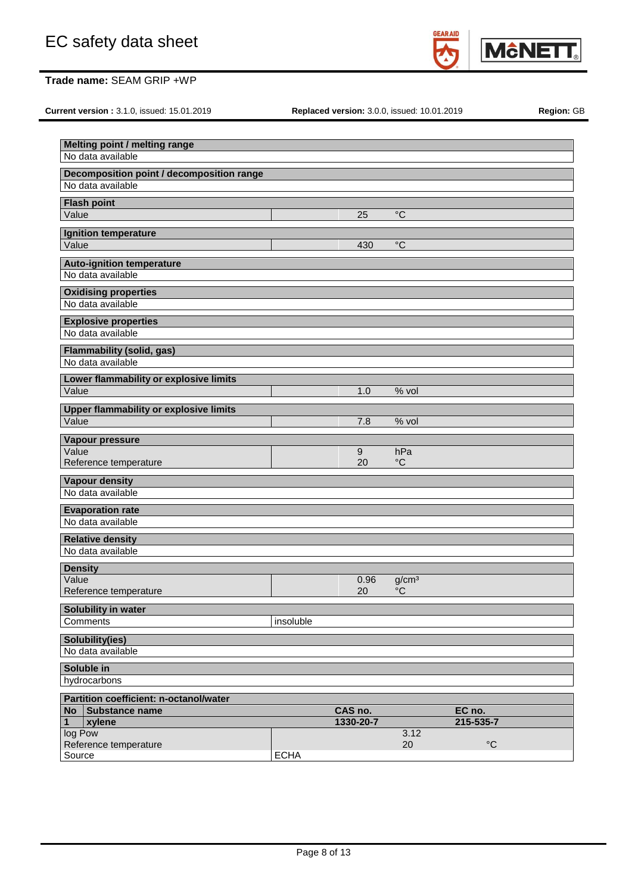**Melting point / melting range**

No data available

**Decomposition point / decomposition range**

No data available

**Flash point**

| | | |
|---|---|---|
| Value | 25 | °C |

**Ignition temperature**

| | | |
|---|---|---|
| Value | 430 | °C |

**Auto-ignition temperature**

No data available

**Oxidising properties**

No data available

**Explosive properties**

No data available

**Flammability (solid, gas)**

No data available

**Lower flammability or explosive limits**

| | | |
|---|---|---|
| Value | 1.0 | % vol |

**Upper flammability or explosive limits**

| | | |
|---|---|---|
| Value | 7.8 | % vol |

**Vapour pressure**

| | | |
|---|---|---|
| Value | 9 | hPa |
| Reference temperature | 20 | °C |

**Vapour density**

No data available

**Evaporation rate**

No data available

**Relative density**

No data available

**Density**

| | | |
|---|---|---|
| Value | 0.96 | $g/cm^3$ |
| Reference temperature | 20 | °C |

**Solubility in water**

| | |
|---|---|
| Comments | insoluble |

**Solubility(ies)**

No data available

**Soluble in**

hydrocarbons

**Partition coefficient: n-octanol/water**

| No | Substance name | CAS no. | EC no. |
|---|---|---|---|
| 1 | **xylene** | **1330-20-7** | **215-535-7** |

| | | |
|---|---|---|
| log Pow | 3.12 | |
| Reference temperature | 20 | °C |
| Source | ECHA | |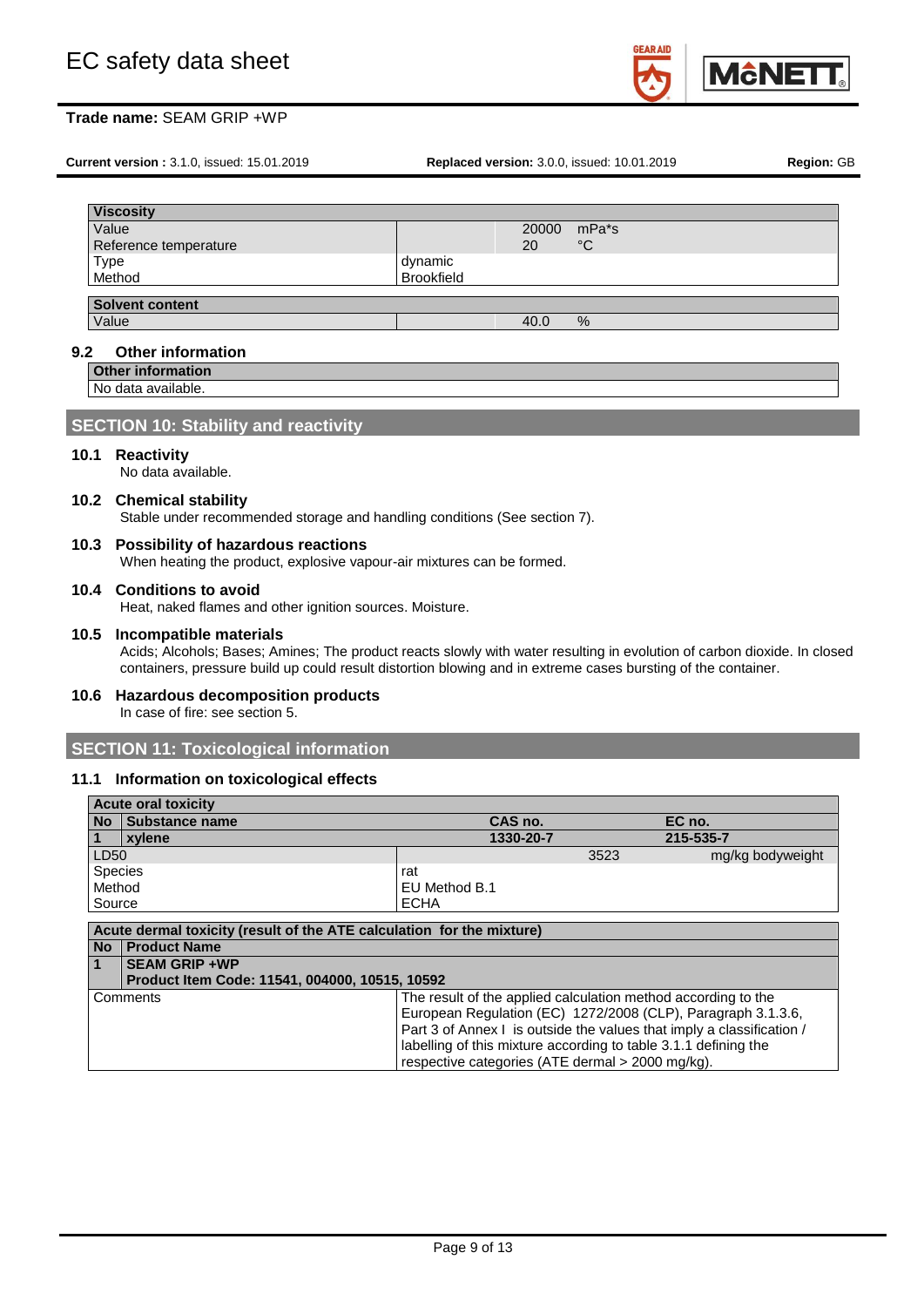| Viscosity | | | |
|---|---|---|---|
| Value | | 20000 | mPa*s |
| Reference temperature | | 20 | °C |
| Type | dynamic | | |
| Method | Brookfield | | |

| Solvent content | | | |
|---|---|---|---|
| Value | | 40.0 | % |

### 9.2 Other information

| Other information |
|---|
| No data available. |

## SECTION 10: Stability and reactivity

### 10.1 Reactivity

No data available.

### 10.2 Chemical stability

Stable under recommended storage and handling conditions (See section 7).

### 10.3 Possibility of hazardous reactions

When heating the product, explosive vapour-air mixtures can be formed.

### 10.4 Conditions to avoid

Heat, naked flames and other ignition sources. Moisture.

### 10.5 Incompatible materials

Acids; Alcohols; Bases; Amines; The product reacts slowly with water resulting in evolution of carbon dioxide. In closed containers, pressure build up could result distortion blowing and in extreme cases bursting of the container.

### 10.6 Hazardous decomposition products

In case of fire: see section 5.

## SECTION 11: Toxicological information

### 11.1 Information on toxicological effects

| Acute oral toxicity | | | |
|---|---|---|---|
| **No** | **Substance name** | **CAS no.** | **EC no.** |
| **1** | **xylene** | **1330-20-7** | **215-535-7** |
| LD50 | | 3523 | mg/kg bodyweight |
| Species | rat | | |
| Method | EU Method B.1 | | |
| Source | ECHA | | |

| Acute dermal toxicity (result of the ATE calculation for the mixture) | |
|---|---|
| **No** | **Product Name** |
| **1** | **SEAM GRIP +WP**<br>**Product Item Code: 11541, 004000, 10515, 10592** |
| Comments | The result of the applied calculation method according to the European Regulation (EC) 1272/2008 (CLP), Paragraph 3.1.3.6, Part 3 of Annex I is outside the values that imply a classification / labelling of this mixture according to table 3.1.1 defining the respective categories (ATE dermal > 2000 mg/kg). |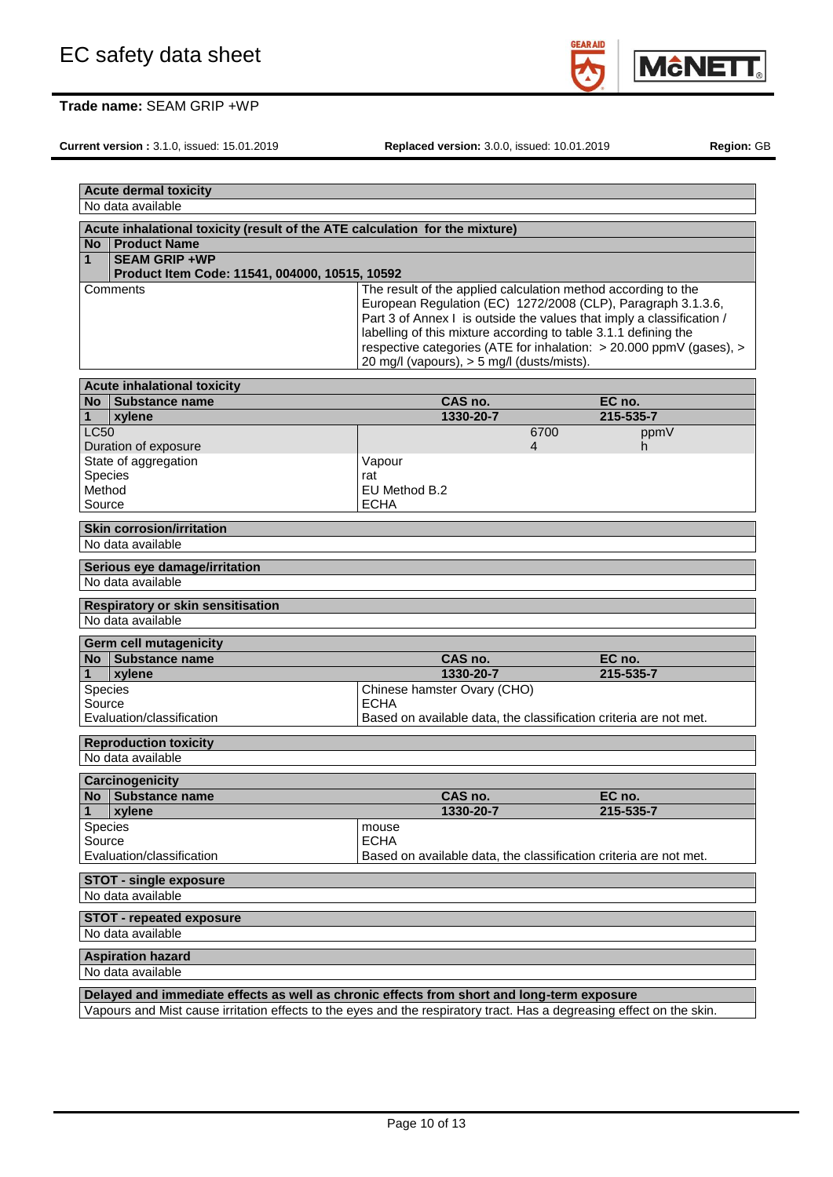### Acute dermal toxicity

No data available

### Acute inhalational toxicity (result of the ATE calculation for the mixture)

| No | Product Name |
|---|---|
| 1 | **SEAM GRIP +WP**<br>**Product Item Code: 11541, 004000, 10515, 10592** |

| | |
|---|---|
| Comments | The result of the applied calculation method according to the European Regulation (EC) 1272/2008 (CLP), Paragraph 3.1.3.6, Part 3 of Annex I is outside the values that imply a classification / labelling of this mixture according to table 3.1.1 defining the respective categories (ATE for inhalation: > 20.000 ppmV (gases), > 20 mg/l (vapours), > 5 mg/l (dusts/mists). |

### Acute inhalational toxicity

| No | Substance name | CAS no. | EC no. |
|---|---|---|---|
| 1 | xylene | 1330-20-7 | 215-535-7 |

| | | |
|---|---|---|
| LC50 | 6700 | ppmV |
| Duration of exposure | 4 | h |
| State of aggregation | Vapour | |
| Species | rat | |
| Method | EU Method B.2 | |
| Source | ECHA | |

### Skin corrosion/irritation

No data available

### Serious eye damage/irritation

No data available

### Respiratory or skin sensitisation

No data available

### Germ cell mutagenicity

| No | Substance name | CAS no. | EC no. |
|---|---|---|---|
| 1 | xylene | 1330-20-7 | 215-535-7 |

| | |
|---|---|
| Species | Chinese hamster Ovary (CHO) |
| Source | ECHA |
| Evaluation/classification | Based on available data, the classification criteria are not met. |

### Reproduction toxicity

No data available

### Carcinogenicity

| No | Substance name | CAS no. | EC no. |
|---|---|---|---|
| 1 | xylene | 1330-20-7 | 215-535-7 |

| | |
|---|---|
| Species | mouse |
| Source | ECHA |
| Evaluation/classification | Based on available data, the classification criteria are not met. |

### STOT - single exposure

No data available

### STOT - repeated exposure

No data available

### Aspiration hazard

No data available

### Delayed and immediate effects as well as chronic effects from short and long-term exposure

Vapours and Mist cause irritation effects to the eyes and the respiratory tract. Has a degreasing effect on the skin.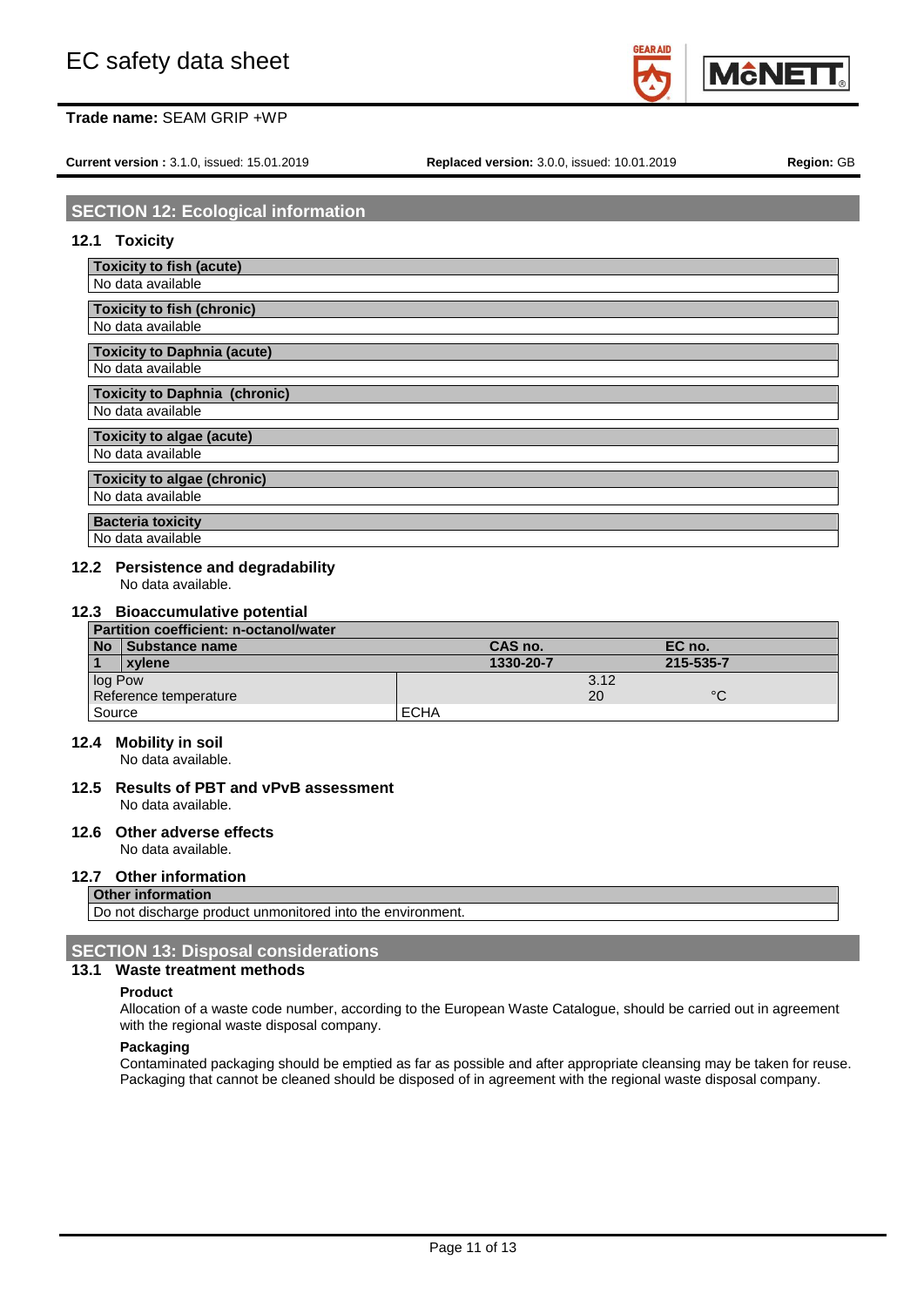## SECTION 12: Ecological information

### 12.1 Toxicity

| Toxicity to fish (acute) |
|---|
| No data available |

| Toxicity to fish (chronic) |
|---|
| No data available |

| Toxicity to Daphnia (acute) |
|---|
| No data available |

| Toxicity to Daphnia (chronic) |
|---|
| No data available |

| Toxicity to algae (acute) |
|---|
| No data available |

| Toxicity to algae (chronic) |
|---|
| No data available |

| Bacteria toxicity |
|---|
| No data available |

### 12.2 Persistence and degradability

No data available.

### 12.3 Bioaccumulative potential

| Partition coefficient: n-octanol/water | | | |
|---|---|---|---|
| **No** | **Substance name** | **CAS no.** | **EC no.** |
| **1** | **xylene** | **1330-20-7** | **215-535-7** |
| log Pow | | 3.12 | |
| Reference temperature | | 20 | °C |
| Source | | ECHA | |

### 12.4 Mobility in soil

No data available.

### 12.5 Results of PBT and vPvB assessment

No data available.

### 12.6 Other adverse effects

No data available.

### 12.7 Other information

| Other information |
|---|
| Do not discharge product unmonitored into the environment. |

## SECTION 13: Disposal considerations

### 13.1 Waste treatment methods

**Product**

Allocation of a waste code number, according to the European Waste Catalogue, should be carried out in agreement with the regional waste disposal company.

**Packaging**

Contaminated packaging should be emptied as far as possible and after appropriate cleansing may be taken for reuse. Packaging that cannot be cleaned should be disposed of in agreement with the regional waste disposal company.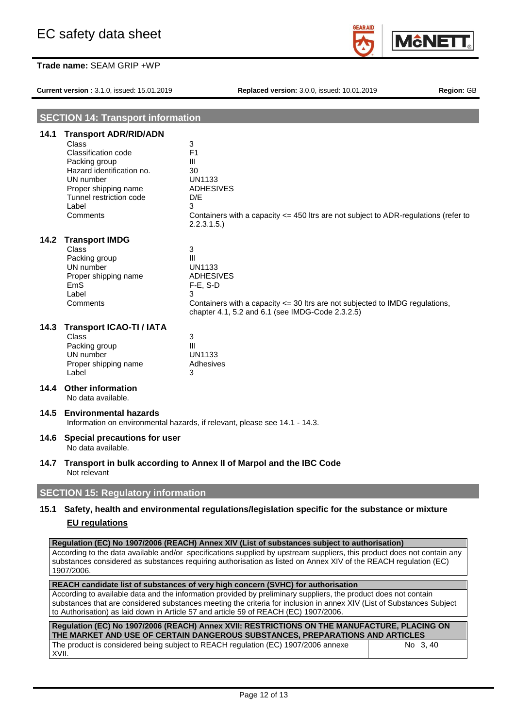## SECTION 14: Transport information

### 14.1 Transport ADR/RID/ADN

| | |
|---|---|
| Class | 3 |
| Classification code | F1 |
| Packing group | III |
| Hazard identification no. | 30 |
| UN number | UN1133 |
| Proper shipping name | ADHESIVES |
| Tunnel restriction code | D/E |
| Label | 3 |
| Comments | Containers with a capacity <= 450 ltrs are not subject to ADR-regulations (refer to 2.2.3.1.5.) |

### 14.2 Transport IMDG

| | |
|---|---|
| Class | 3 |
| Packing group | III |
| UN number | UN1133 |
| Proper shipping name | ADHESIVES |
| EmS | F-E, S-D |
| Label | 3 |
| Comments | Containers with a capacity <= 30 ltrs are not subjected to IMDG regulations, chapter 4.1, 5.2 and 6.1 (see IMDG-Code 2.3.2.5) |

### 14.3 Transport ICAO-TI / IATA

| | |
|---|---|
| Class | 3 |
| Packing group | III |
| UN number | UN1133 |
| Proper shipping name | Adhesives |
| Label | 3 |

### 14.4 Other information

No data available.

### 14.5 Environmental hazards

Information on environmental hazards, if relevant, please see 14.1 - 14.3.

### 14.6 Special precautions for user

No data available.

### 14.7 Transport in bulk according to Annex II of Marpol and the IBC Code

Not relevant

## SECTION 15: Regulatory information

### 15.1 Safety, health and environmental regulations/legislation specific for the substance or mixture

**EU regulations**

**Regulation (EC) No 1907/2006 (REACH) Annex XIV (List of substances subject to authorisation)**

According to the data available and/or specifications supplied by upstream suppliers, this product does not contain any substances considered as substances requiring authorisation as listed on Annex XIV of the REACH regulation (EC) 1907/2006.

**REACH candidate list of substances of very high concern (SVHC) for authorisation**

According to available data and the information provided by preliminary suppliers, the product does not contain substances that are considered substances meeting the criteria for inclusion in annex XIV (List of Substances Subject to Authorisation) as laid down in Article 57 and article 59 of REACH (EC) 1907/2006.

| Regulation (EC) No 1907/2006 (REACH) Annex XVII: RESTRICTIONS ON THE MANUFACTURE, PLACING ON THE MARKET AND USE OF CERTAIN DANGEROUS SUBSTANCES, PREPARATIONS AND ARTICLES | |
|---|---|
| The product is considered being subject to REACH regulation (EC) 1907/2006 annexe XVII. | No 3, 40 |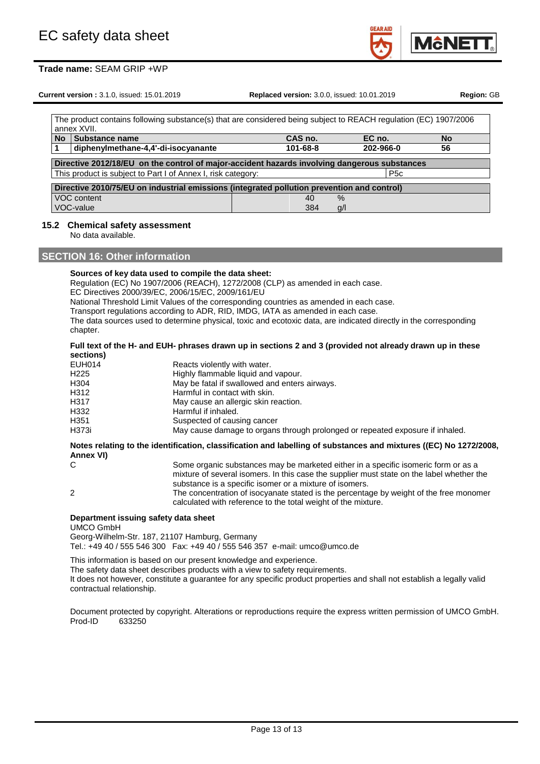| The product contains following substance(s) that are considered being subject to REACH regulation (EC) 1907/2006 annex XVII. | | | | |
|---|---|---|---|---|
| **No** | **Substance name** | **CAS no.** | **EC no.** | **No** |
| **1** | **diphenylmethane-4,4'-di-isocyanante** | **101-68-8** | **202-966-0** | **56** |

| **Directive 2012/18/EU on the control of major-accident hazards involving dangerous substances** | |
|---|---|
| This product is subject to Part I of Annex I, risk category: | P5c |

| **Directive 2010/75/EU on industrial emissions (integrated pollution prevention and control)** | | | |
|---|---|---|---|
| VOC content | | 40 | % |
| VOC-value | | 384 | g/l |

### 15.2 Chemical safety assessment

No data available.

## SECTION 16: Other information

**Sources of key data used to compile the data sheet:**

Regulation (EC) No 1907/2006 (REACH), 1272/2008 (CLP) as amended in each case.
EC Directives 2000/39/EC, 2006/15/EC, 2009/161/EU
National Threshold Limit Values of the corresponding countries as amended in each case.
Transport regulations according to ADR, RID, IMDG, IATA as amended in each case.
The data sources used to determine physical, toxic and ecotoxic data, are indicated directly in the corresponding chapter.

**Full text of the H- and EUH- phrases drawn up in sections 2 and 3 (provided not already drawn up in these sections)**

| | |
|---|---|
| EUH014 | Reacts violently with water. |
| H225 | Highly flammable liquid and vapour. |
| H304 | May be fatal if swallowed and enters airways. |
| H312 | Harmful in contact with skin. |
| H317 | May cause an allergic skin reaction. |
| H332 | Harmful if inhaled. |
| H351 | Suspected of causing cancer |
| H373i | May cause damage to organs through prolonged or repeated exposure if inhaled. |

**Notes relating to the identification, classification and labelling of substances and mixtures ((EC) No 1272/2008, Annex VI)**

| | |
|---|---|
| C | Some organic substances may be marketed either in a specific isomeric form or as a mixture of several isomers. In this case the supplier must state on the label whether the substance is a specific isomer or a mixture of isomers. |
| 2 | The concentration of isocyanate stated is the percentage by weight of the free monomer calculated with reference to the total weight of the mixture. |

**Department issuing safety data sheet**

UMCO GmbH
Georg-Wilhelm-Str. 187, 21107 Hamburg, Germany
Tel.: +49 40 / 555 546 300 Fax: +49 40 / 555 546 357 e-mail: umco@umco.de

This information is based on our present knowledge and experience.
The safety data sheet describes products with a view to safety requirements.
It does not however, constitute a guarantee for any specific product properties and shall not establish a legally valid contractual relationship.

Document protected by copyright. Alterations or reproductions require the express written permission of UMCO GmbH.
Prod-ID 633250